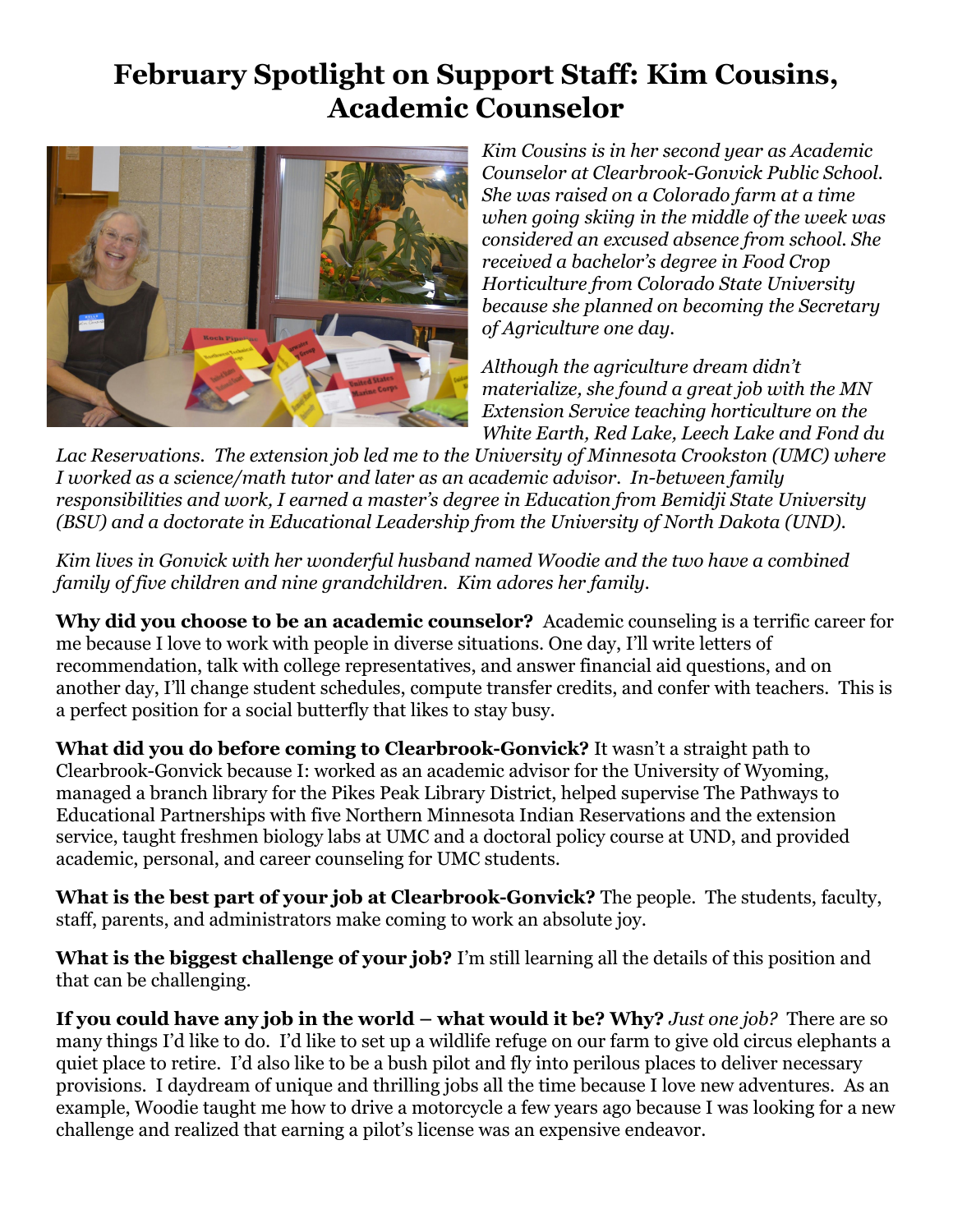# February Spotlight on Support Staff: Kim Cousins, Academic Counselor

*Kim Cousins is in her second year as Academic Counselor at Clearbrook-Gonvick Public School. She was raised on a Colorado farm at a time when going skiing in the middle of the week was considered an excused absence from school. She received a bachelor's degree in Food Crop Horticulture from Colorado State University because she planned on becoming the Secretary of Agriculture one day.*

*Although the agriculture dream didn't materialize, she found a great job with the MN Extension Service teaching horticulture on the White Earth, Red Lake, Leech Lake and Fond du Lac Reservations. The extension job led me to the University of Minnesota Crookston (UMC) where I worked as a science/math tutor and later as an academic advisor. In-between family responsibilities and work, I earned a master's degree in Education from Bemidji State University (BSU) and a doctorate in Educational Leadership from the University of North Dakota (UND).*

*Kim lives in Gonvick with her wonderful husband named Woodie and the two have a combined family of five children and nine grandchildren. Kim adores her family.*

**Why did you choose to be an academic counselor?** Academic counseling is a terrific career for me because I love to work with people in diverse situations. One day, I'll write letters of recommendation, talk with college representatives, and answer financial aid questions, and on another day, I'll change student schedules, compute transfer credits, and confer with teachers. This is a perfect position for a social butterfly that likes to stay busy.

**What did you do before coming to Clearbrook-Gonvick?** It wasn't a straight path to Clearbrook-Gonvick because I: worked as an academic advisor for the University of Wyoming, managed a branch library for the Pikes Peak Library District, helped supervise The Pathways to Educational Partnerships with five Northern Minnesota Indian Reservations and the extension service, taught freshmen biology labs at UMC and a doctoral policy course at UND, and provided academic, personal, and career counseling for UMC students.

**What is the best part of your job at Clearbrook-Gonvick?** The people. The students, faculty, staff, parents, and administrators make coming to work an absolute joy.

**What is the biggest challenge of your job?** I'm still learning all the details of this position and that can be challenging.

**If you could have any job in the world – what would it be? Why?** *Just one job?* There are so many things I'd like to do. I'd like to set up a wildlife refuge on our farm to give old circus elephants a quiet place to retire. I'd also like to be a bush pilot and fly into perilous places to deliver necessary provisions. I daydream of unique and thrilling jobs all the time because I love new adventures. As an example, Woodie taught me how to drive a motorcycle a few years ago because I was looking for a new challenge and realized that earning a pilot's license was an expensive endeavor.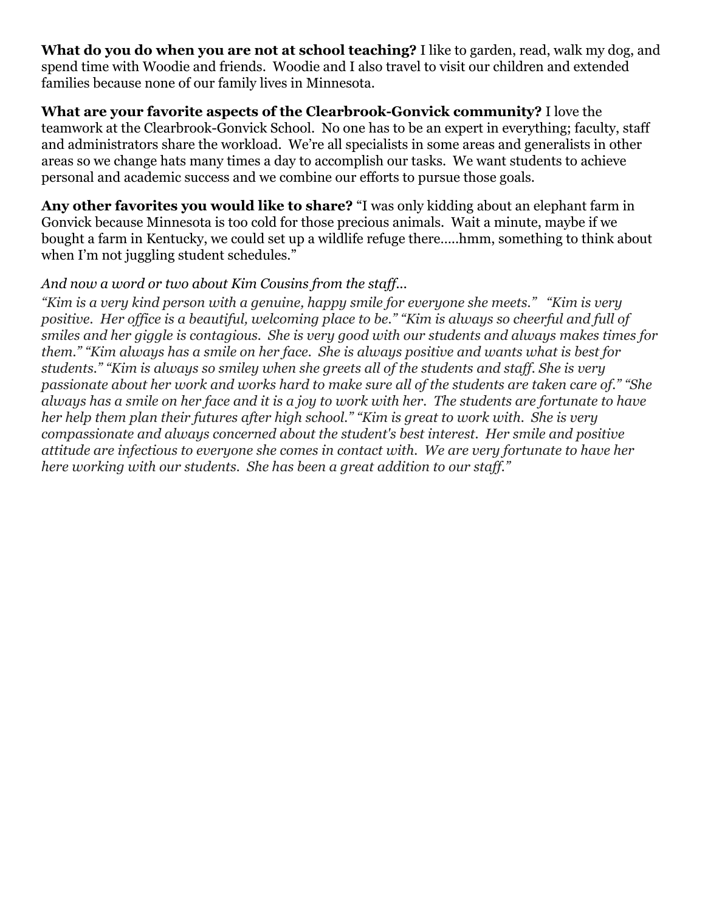**What do you do when you are not at school teaching?** I like to garden, read, walk my dog, and spend time with Woodie and friends. Woodie and I also travel to visit our children and extended families because none of our family lives in Minnesota.

**What are your favorite aspects of the Clearbrook-Gonvick community?** I love the teamwork at the Clearbrook-Gonvick School. No one has to be an expert in everything; faculty, staff and administrators share the workload. We're all specialists in some areas and generalists in other areas so we change hats many times a day to accomplish our tasks. We want students to achieve personal and academic success and we combine our efforts to pursue those goals.

**Any other favorites you would like to share?** "I was only kidding about an elephant farm in Gonvick because Minnesota is too cold for those precious animals. Wait a minute, maybe if we bought a farm in Kentucky, we could set up a wildlife refuge there.....hmm, something to think about when I'm not juggling student schedules."

*And now a word or two about Kim Cousins from the staff...*

*"Kim is a very kind person with a genuine, happy smile for everyone she meets." "Kim is very positive. Her office is a beautiful, welcoming place to be." "Kim is always so cheerful and full of smiles and her giggle is contagious. She is very good with our students and always makes times for them." "Kim always has a smile on her face. She is always positive and wants what is best for students." "Kim is always so smiley when she greets all of the students and staff. She is very passionate about her work and works hard to make sure all of the students are taken care of." "She always has a smile on her face and it is a joy to work with her. The students are fortunate to have her help them plan their futures after high school." "Kim is great to work with. She is very compassionate and always concerned about the student's best interest. Her smile and positive attitude are infectious to everyone she comes in contact with. We are very fortunate to have her here working with our students. She has been a great addition to our staff."*